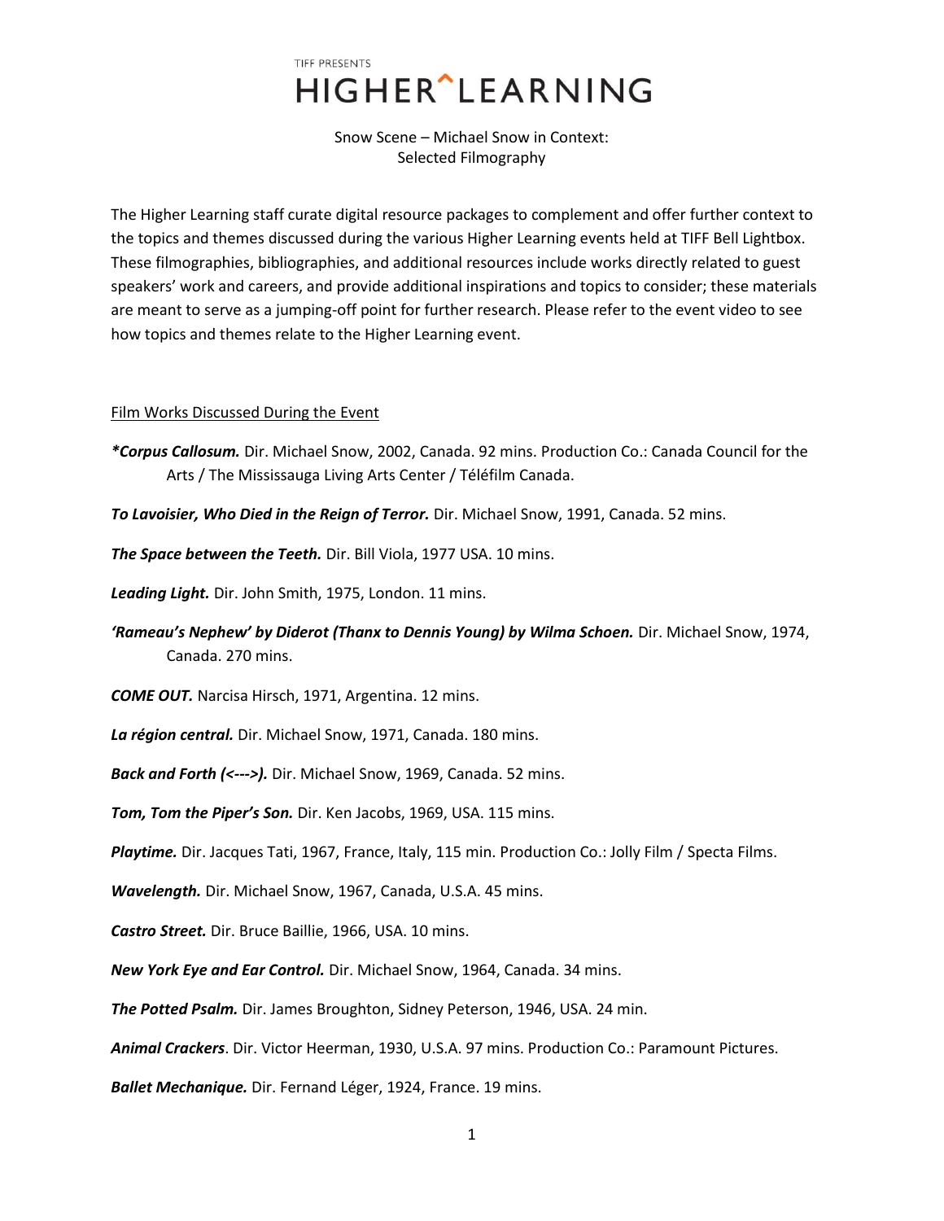TIFF PRESENTS

# HIGHER^LEARNING

Snow Scene – Michael Snow in Context:
Selected Filmography

The Higher Learning staff curate digital resource packages to complement and offer further context to the topics and themes discussed during the various Higher Learning events held at TIFF Bell Lightbox. These filmographies, bibliographies, and additional resources include works directly related to guest speakers' work and careers, and provide additional inspirations and topics to consider; these materials are meant to serve as a jumping-off point for further research. Please refer to the event video to see how topics and themes relate to the Higher Learning event.

<u>Film Works Discussed During the Event</u>

***Corpus Callosum.*** Dir. Michael Snow, 2002, Canada. 92 mins. Production Co.: Canada Council for the Arts / The Mississauga Living Arts Center / Téléfilm Canada.

***To Lavoisier, Who Died in the Reign of Terror.*** Dir. Michael Snow, 1991, Canada. 52 mins.

***The Space between the Teeth.*** Dir. Bill Viola, 1977 USA. 10 mins.

***Leading Light.*** Dir. John Smith, 1975, London. 11 mins.

***'Rameau's Nephew' by Diderot (Thanx to Dennis Young) by Wilma Schoen.*** Dir. Michael Snow, 1974, Canada. 270 mins.

***COME OUT.*** Narcisa Hirsch, 1971, Argentina. 12 mins.

***La région central.*** Dir. Michael Snow, 1971, Canada. 180 mins.

***Back and Forth (<--->).*** Dir. Michael Snow, 1969, Canada. 52 mins.

***Tom, Tom the Piper's Son.*** Dir. Ken Jacobs, 1969, USA. 115 mins.

***Playtime.*** Dir. Jacques Tati, 1967, France, Italy, 115 min. Production Co.: Jolly Film / Specta Films.

***Wavelength.*** Dir. Michael Snow, 1967, Canada, U.S.A. 45 mins.

***Castro Street.*** Dir. Bruce Baillie, 1966, USA. 10 mins.

***New York Eye and Ear Control.*** Dir. Michael Snow, 1964, Canada. 34 mins.

***The Potted Psalm.*** Dir. James Broughton, Sidney Peterson, 1946, USA. 24 min.

***Animal Crackers***. Dir. Victor Heerman, 1930, U.S.A. 97 mins. Production Co.: Paramount Pictures.

***Ballet Mechanique.*** Dir. Fernand Léger, 1924, France. 19 mins.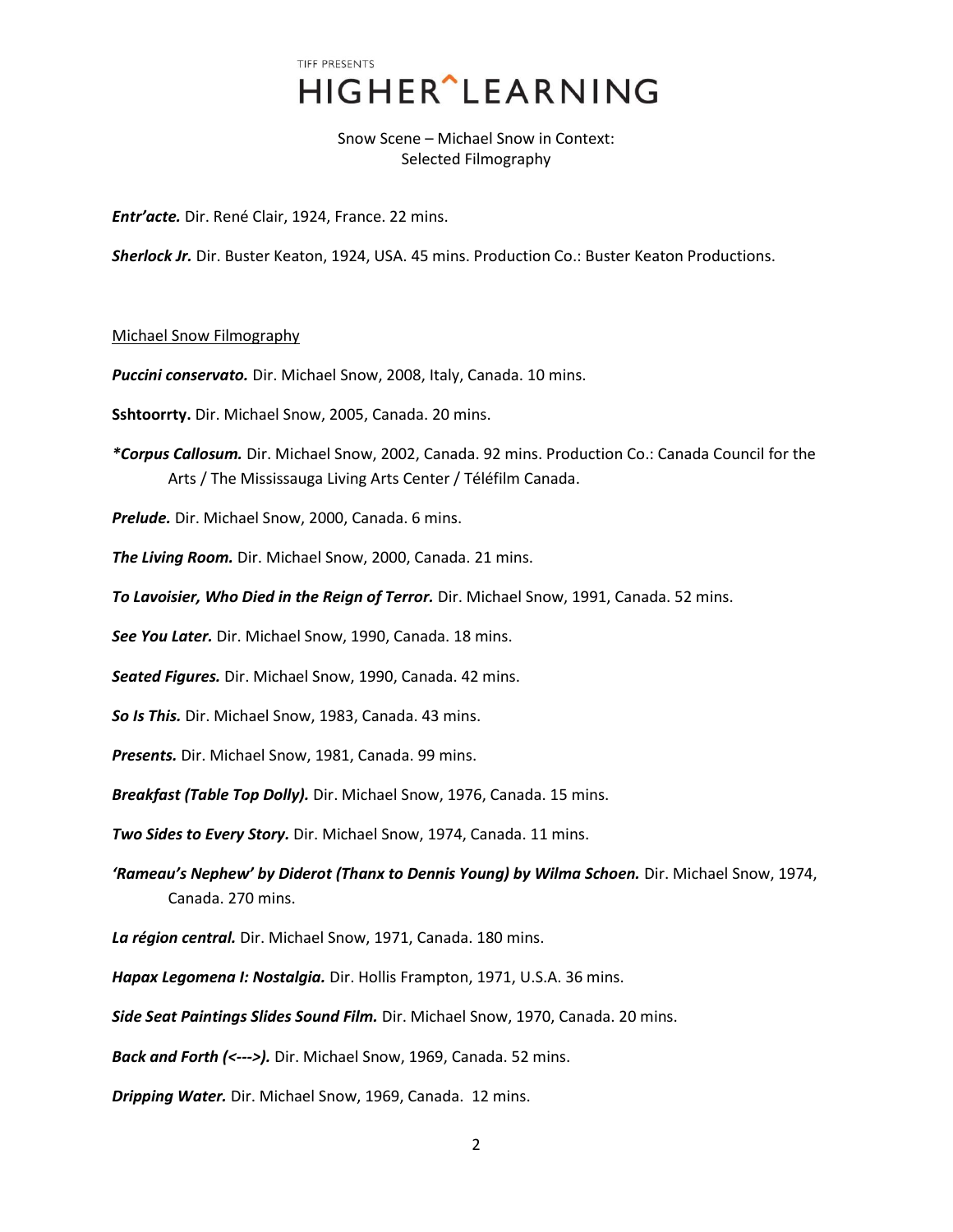TIFF PRESENTS
# HIGHER^LEARNING

Snow Scene – Michael Snow in Context:
Selected Filmography

***Entr'acte.*** Dir. René Clair, 1924, France. 22 mins.

***Sherlock Jr.*** Dir. Buster Keaton, 1924, USA. 45 mins. Production Co.: Buster Keaton Productions.

Michael Snow Filmography

***Puccini conservato.*** Dir. Michael Snow, 2008, Italy, Canada. 10 mins.

**Sshtoorrty.** Dir. Michael Snow, 2005, Canada. 20 mins.

***\*Corpus Callosum.*** Dir. Michael Snow, 2002, Canada. 92 mins. Production Co.: Canada Council for the Arts / The Mississauga Living Arts Center / Téléfilm Canada.

***Prelude.*** Dir. Michael Snow, 2000, Canada. 6 mins.

***The Living Room.*** Dir. Michael Snow, 2000, Canada. 21 mins.

***To Lavoisier, Who Died in the Reign of Terror.*** Dir. Michael Snow, 1991, Canada. 52 mins.

***See You Later.*** Dir. Michael Snow, 1990, Canada. 18 mins.

***Seated Figures.*** Dir. Michael Snow, 1990, Canada. 42 mins.

***So Is This.*** Dir. Michael Snow, 1983, Canada. 43 mins.

***Presents.*** Dir. Michael Snow, 1981, Canada. 99 mins.

***Breakfast (Table Top Dolly).*** Dir. Michael Snow, 1976, Canada. 15 mins.

***Two Sides to Every Story.*** Dir. Michael Snow, 1974, Canada. 11 mins.

***'Rameau's Nephew' by Diderot (Thanx to Dennis Young) by Wilma Schoen.*** Dir. Michael Snow, 1974, Canada. 270 mins.

***La région central.*** Dir. Michael Snow, 1971, Canada. 180 mins.

***Hapax Legomena I: Nostalgia.*** Dir. Hollis Frampton, 1971, U.S.A. 36 mins.

***Side Seat Paintings Slides Sound Film.*** Dir. Michael Snow, 1970, Canada. 20 mins.

***Back and Forth (<--->).*** Dir. Michael Snow, 1969, Canada. 52 mins.

***Dripping Water.*** Dir. Michael Snow, 1969, Canada. 12 mins.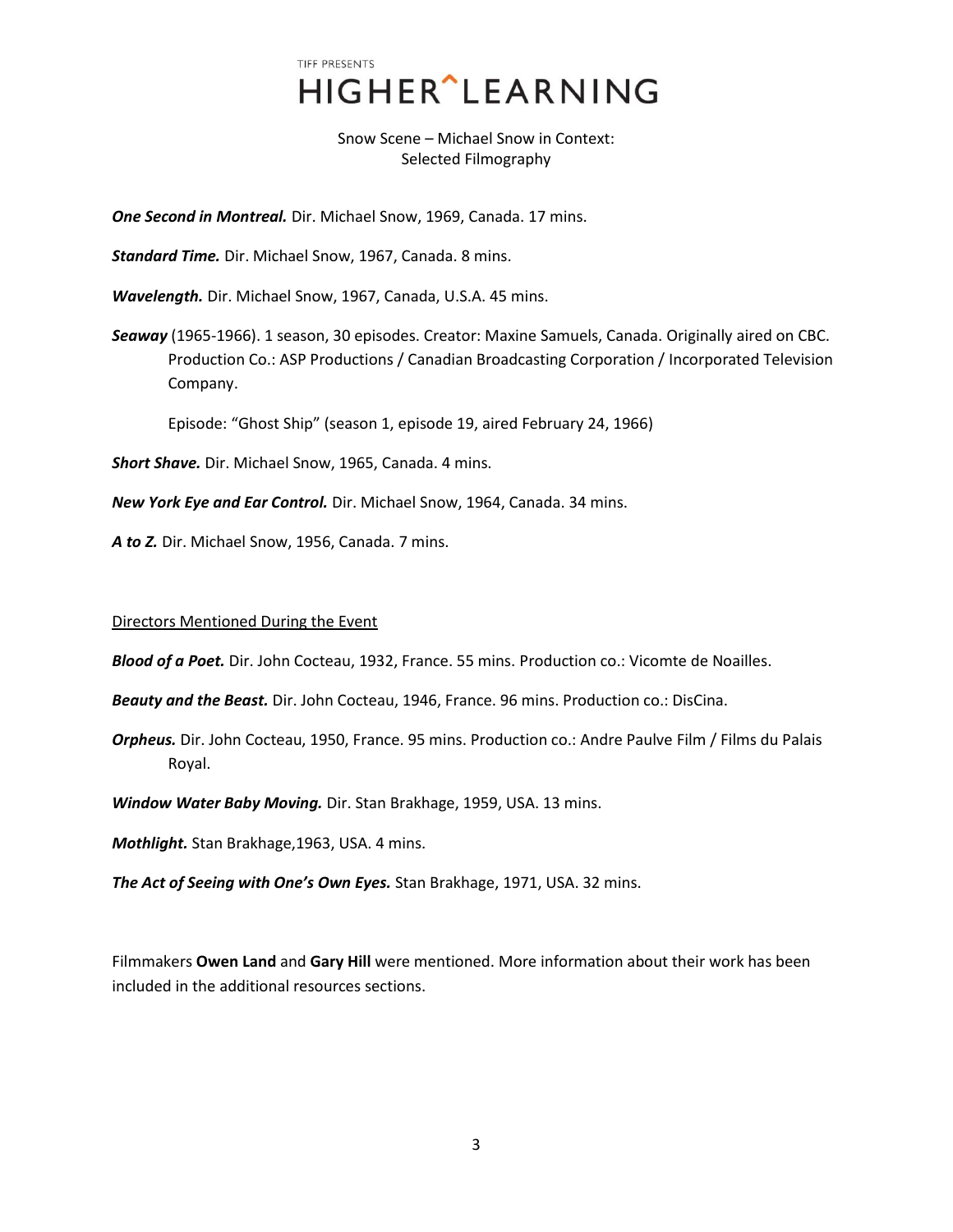TIFF PRESENTS
# HIGHER^LEARNING

Snow Scene – Michael Snow in Context:
Selected Filmography

***One Second in Montreal.*** Dir. Michael Snow, 1969, Canada. 17 mins.

***Standard Time.*** Dir. Michael Snow, 1967, Canada. 8 mins.

***Wavelength.*** Dir. Michael Snow, 1967, Canada, U.S.A. 45 mins.

***Seaway*** (1965-1966). 1 season, 30 episodes. Creator: Maxine Samuels, Canada. Originally aired on CBC. Production Co.: ASP Productions / Canadian Broadcasting Corporation / Incorporated Television Company.

Episode: "Ghost Ship" (season 1, episode 19, aired February 24, 1966)

***Short Shave.*** Dir. Michael Snow, 1965, Canada. 4 mins.

***New York Eye and Ear Control.*** Dir. Michael Snow, 1964, Canada. 34 mins.

***A to Z.*** Dir. Michael Snow, 1956, Canada. 7 mins.

<u>Directors Mentioned During the Event</u>

***Blood of a Poet.*** Dir. John Cocteau, 1932, France. 55 mins. Production co.: Vicomte de Noailles.

***Beauty and the Beast.*** Dir. John Cocteau, 1946, France. 96 mins. Production co.: DisCina.

***Orpheus.*** Dir. John Cocteau, 1950, France. 95 mins. Production co.: Andre Paulve Film / Films du Palais Royal.

***Window Water Baby Moving.*** Dir. Stan Brakhage, 1959, USA. 13 mins.

***Mothlight.*** Stan Brakhage,1963, USA. 4 mins.

***The Act of Seeing with One's Own Eyes.*** Stan Brakhage, 1971, USA. 32 mins.

Filmmakers **Owen Land** and **Gary Hill** were mentioned. More information about their work has been included in the additional resources sections.